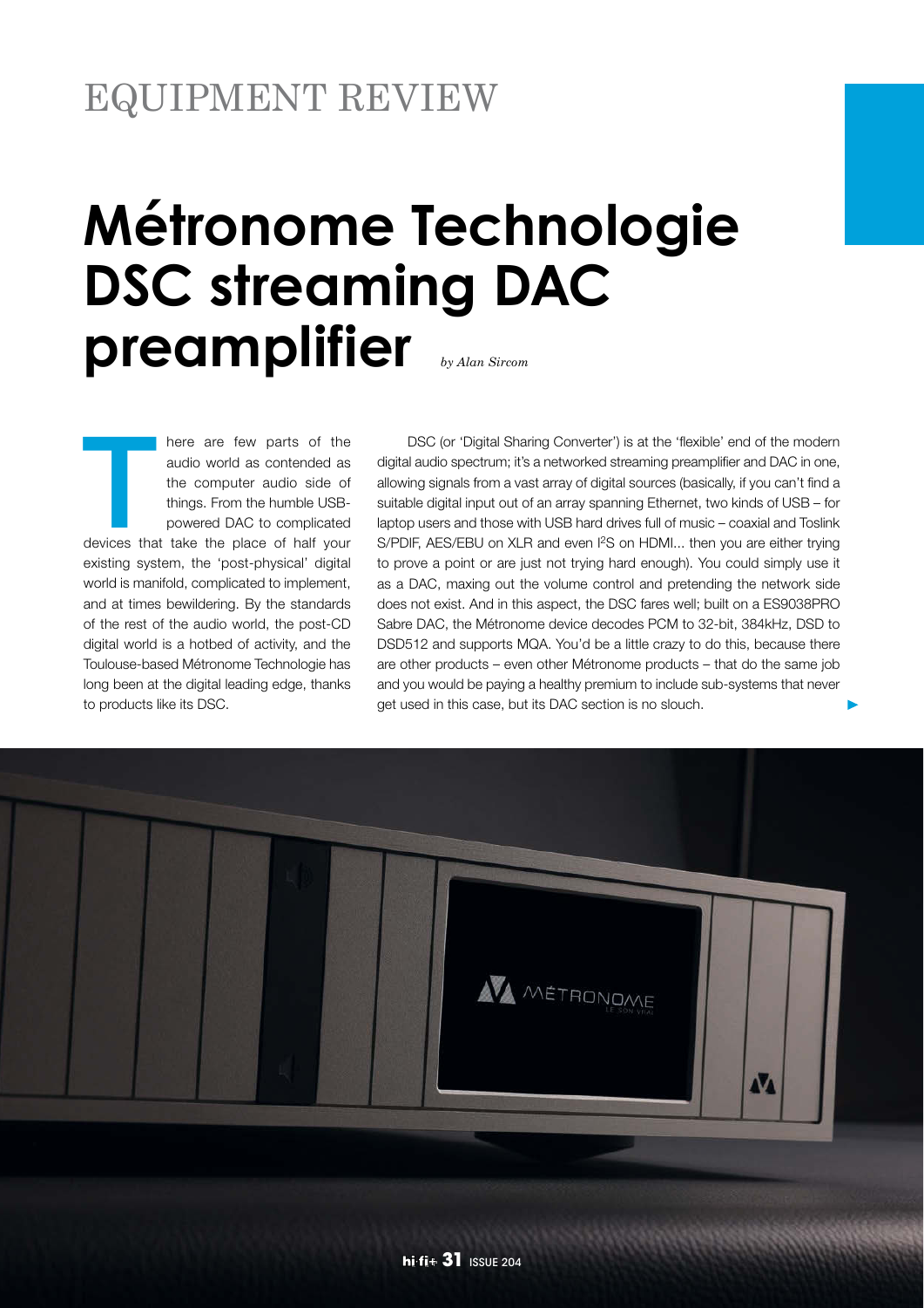EQUIPMENT REVIEW

# Métronome Technologie DSC streaming DAC preamplifier

*by Alan Sircom*

There are few parts of the audio world as contended as the computer audio side of things. From the humble USB-powered DAC to complicated devices that take the place of half your existing system, the 'post-physical' digital world is manifold, complicated to implement, and at times bewildering. By the standards of the rest of the audio world, the post-CD digital world is a hotbed of activity, and the Toulouse-based Métronome Technologie has long been at the digital leading edge, thanks to products like its DSC.

DSC (or 'Digital Sharing Converter') is at the 'flexible' end of the modern digital audio spectrum; it's a networked streaming preamplifier and DAC in one, allowing signals from a vast array of digital sources (basically, if you can't find a suitable digital input out of an array spanning Ethernet, two kinds of USB – for laptop users and those with USB hard drives full of music – coaxial and Toslink S/PDIF, AES/EBU on XLR and even I$^2$S on HDMI... then you are either trying to prove a point or are just not trying hard enough). You could simply use it as a DAC, maxing out the volume control and pretending the network side does not exist. And in this aspect, the DSC fares well; built on a ES9038PRO Sabre DAC, the Métronome device decodes PCM to 32-bit, 384kHz, DSD to DSD512 and supports MQA. You'd be a little crazy to do this, because there are other products – even other Métronome products – that do the same job and you would be paying a healthy premium to include sub-systems that never get used in this case, but its DAC section is no slouch.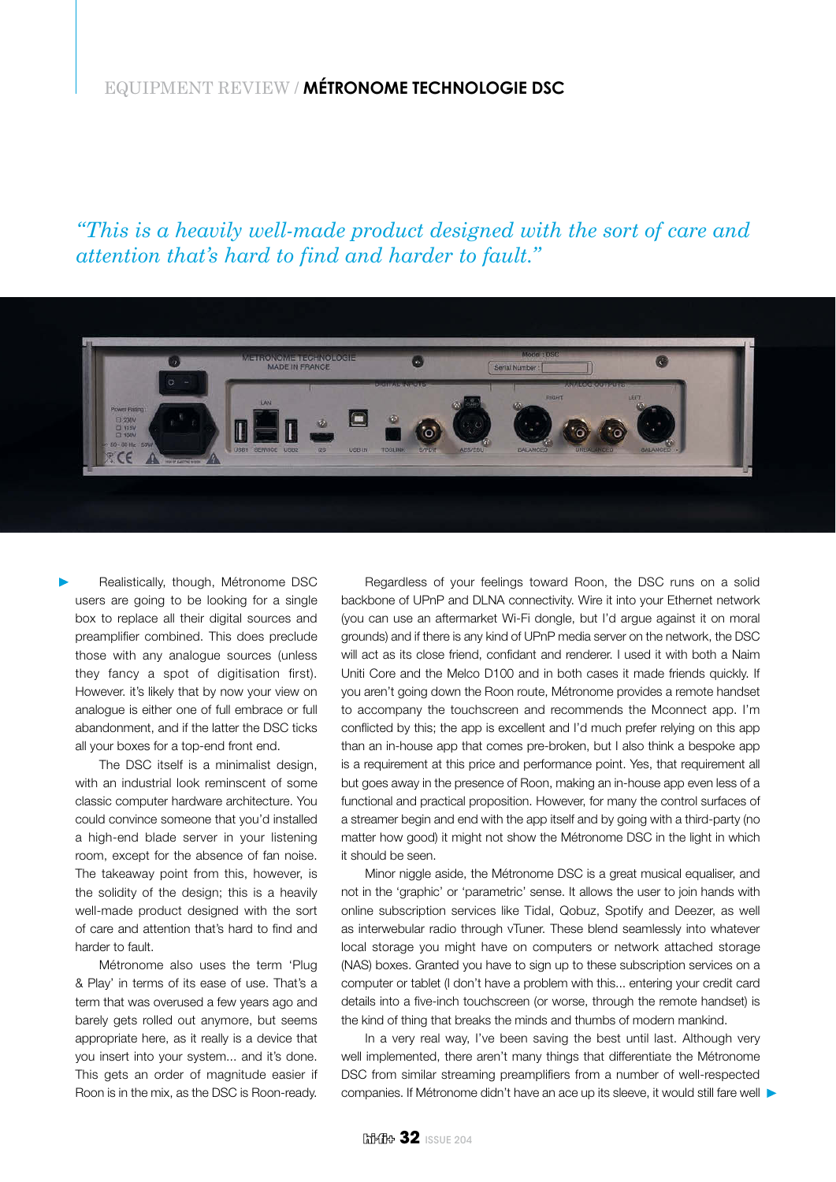*"This is a heavily well-made product designed with the sort of care and attention that's hard to find and harder to fault."*

Realistically, though, Métronome DSC users are going to be looking for a single box to replace all their digital sources and preamplifier combined. This does preclude those with any analogue sources (unless they fancy a spot of digitisation first). However. it's likely that by now your view on analogue is either one of full embrace or full abandonment, and if the latter the DSC ticks all your boxes for a top-end front end.

The DSC itself is a minimalist design, with an industrial look reminscent of some classic computer hardware architecture. You could convince someone that you'd installed a high-end blade server in your listening room, except for the absence of fan noise. The takeaway point from this, however, is the solidity of the design; this is a heavily well-made product designed with the sort of care and attention that's hard to find and harder to fault.

Métronome also uses the term 'Plug & Play' in terms of its ease of use. That's a term that was overused a few years ago and barely gets rolled out anymore, but seems appropriate here, as it really is a device that you insert into your system... and it's done. This gets an order of magnitude easier if Roon is in the mix, as the DSC is Roon-ready.

Regardless of your feelings toward Roon, the DSC runs on a solid backbone of UPnP and DLNA connectivity. Wire it into your Ethernet network (you can use an aftermarket Wi-Fi dongle, but I'd argue against it on moral grounds) and if there is any kind of UPnP media server on the network, the DSC will act as its close friend, confidant and renderer. I used it with both a Naim Uniti Core and the Melco D100 and in both cases it made friends quickly. If you aren't going down the Roon route, Métronome provides a remote handset to accompany the touchscreen and recommends the Mconnect app. I'm conflicted by this; the app is excellent and I'd much prefer relying on this app than an in-house app that comes pre-broken, but I also think a bespoke app is a requirement at this price and performance point. Yes, that requirement all but goes away in the presence of Roon, making an in-house app even less of a functional and practical proposition. However, for many the control surfaces of a streamer begin and end with the app itself and by going with a third-party (no matter how good) it might not show the Métronome DSC in the light in which it should be seen.

Minor niggle aside, the Métronome DSC is a great musical equaliser, and not in the 'graphic' or 'parametric' sense. It allows the user to join hands with online subscription services like Tidal, Qobuz, Spotify and Deezer, as well as interwebular radio through vTuner. These blend seamlessly into whatever local storage you might have on computers or network attached storage (NAS) boxes. Granted you have to sign up to these subscription services on a computer or tablet (I don't have a problem with this... entering your credit card details into a five-inch touchscreen (or worse, through the remote handset) is the kind of thing that breaks the minds and thumbs of modern mankind.

In a very real way, I've been saving the best until last. Although very well implemented, there aren't many things that differentiate the Métronome DSC from similar streaming preamplifiers from a number of well-respected companies. If Métronome didn't have an ace up its sleeve, it would still fare well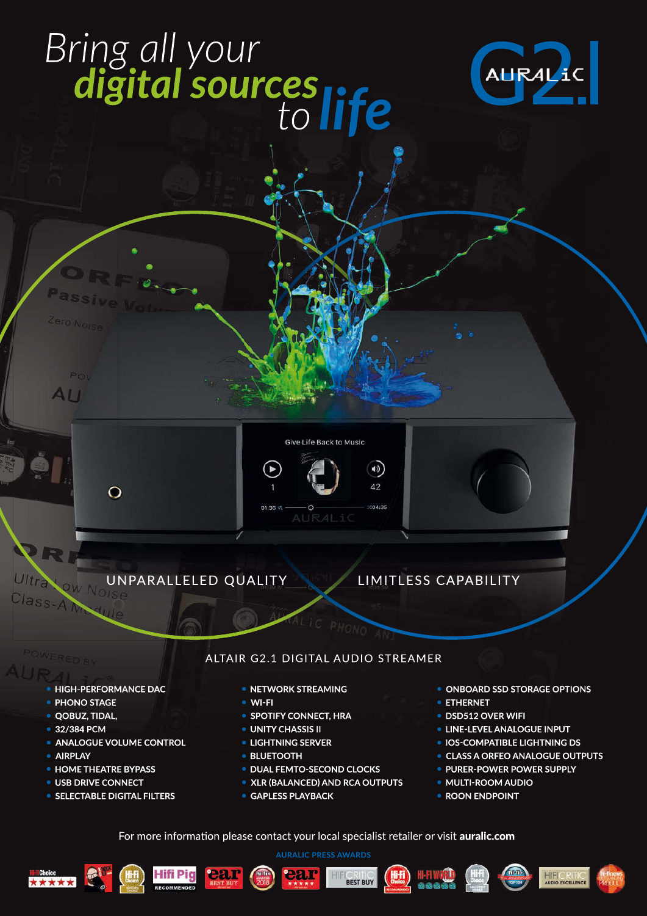# Bring all your *digital sources* to *life*

# AURALiC G2.1

UNPARALLELED QUALITY

LIMITLESS CAPABILITY

## ALTAIR G2.1 DIGITAL AUDIO STREAMER

- HIGH-PERFORMANCE DAC
- PHONO STAGE
- QOBUZ, TIDAL,
- 32/384 PCM
- ANALOGUE VOLUME CONTROL
- AIRPLAY
- HOME THEATRE BYPASS
- USB DRIVE CONNECT
- SELECTABLE DIGITAL FILTERS
- NETWORK STREAMING
- WI-FI
- SPOTIFY CONNECT, HRA
- UNITY CHASSIS II
- LIGHTNING SERVER
- BLUETOOTH
- DUAL FEMTO-SECOND CLOCKS
- XLR (BALANCED) AND RCA OUTPUTS
- GAPLESS PLAYBACK
- ONBOARD SSD STORAGE OPTIONS
- ETHERNET
- DSD512 OVER WIFI
- LINE-LEVEL ANALOGUE INPUT
- IOS-COMPATIBLE LIGHTNING DS
- CLASS A ORFEO ANALOGUE OUTPUTS
- PURER-POWER POWER SUPPLY
- MULTI-ROOM AUDIO
- ROON ENDPOINT

For more information please contact your local specialist retailer or visit **auralic.com**

AURALIC PRESS AWARDS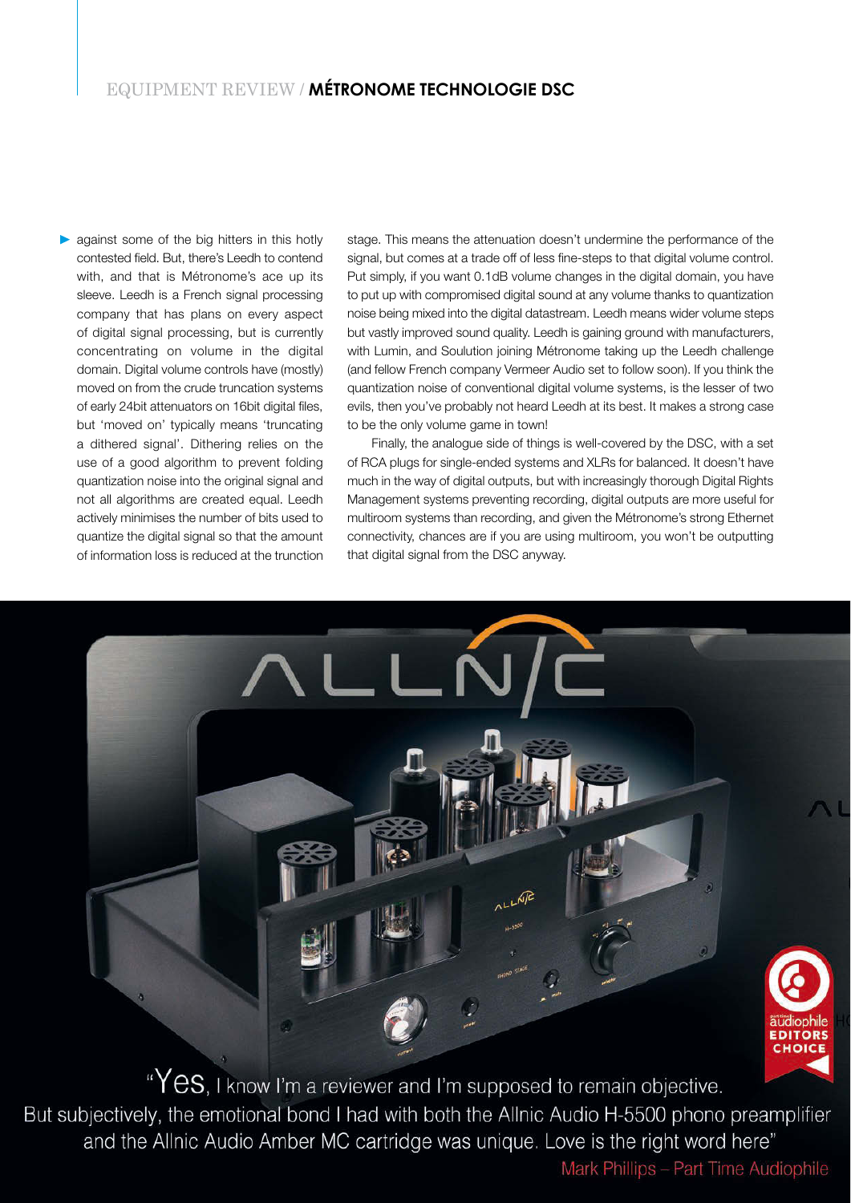against some of the big hitters in this hotly contested field. But, there's Leedh to contend with, and that is Métronome's ace up its sleeve. Leedh is a French signal processing company that has plans on every aspect of digital signal processing, but is currently concentrating on volume in the digital domain. Digital volume controls have (mostly) moved on from the crude truncation systems of early 24bit attenuators on 16bit digital files, but 'moved on' typically means 'truncating a dithered signal'. Dithering relies on the use of a good algorithm to prevent folding quantization noise into the original signal and not all algorithms are created equal. Leedh actively minimises the number of bits used to quantize the digital signal so that the amount of information loss is reduced at the truncation stage. This means the attenuation doesn't undermine the performance of the signal, but comes at a trade off of less fine-steps to that digital volume control. Put simply, if you want 0.1dB volume changes in the digital domain, you have to put up with compromised digital sound at any volume thanks to quantization noise being mixed into the digital datastream. Leedh means wider volume steps but vastly improved sound quality. Leedh is gaining ground with manufacturers, with Lumin, and Soulution joining Métronome taking up the Leedh challenge (and fellow French company Vermeer Audio set to follow soon). If you think the quantization noise of conventional digital volume systems, is the lesser of two evils, then you've probably not heard Leedh at its best. It makes a strong case to be the only volume game in town!

Finally, the analogue side of things is well-covered by the DSC, with a set of RCA plugs for single-ended systems and XLRs for balanced. It doesn't have much in the way of digital outputs, but with increasingly thorough Digital Rights Management systems preventing recording, digital outputs are more useful for multiroom systems than recording, and given the Métronome's strong Ethernet connectivity, chances are if you are using multiroom, you won't be outputting that digital signal from the DSC anyway.

"Yes, I know I'm a reviewer and I'm supposed to remain objective. But subjectively, the emotional bond I had with both the Allnic Audio H-5500 phono preamplifier and the Allnic Audio Amber MC cartridge was unique. Love is the right word here"

Mark Phillips – Part Time Audiophile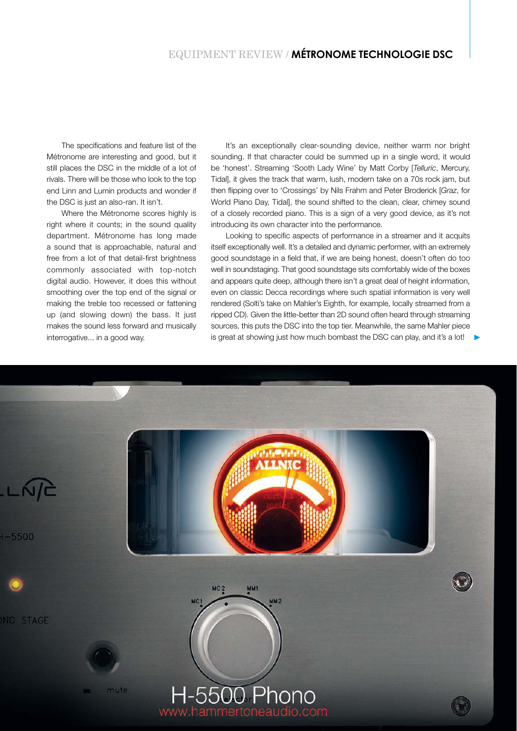The specifications and feature list of the Métronome are interesting and good, but it still places the DSC in the middle of a lot of rivals. There will be those who look to the top end Linn and Lumin products and wonder if the DSC is just an also-ran. It isn't.

Where the Métronome scores highly is right where it counts; in the sound quality department. Métronome has long made a sound that is approachable, natural and free from a lot of that detail-first brightness commonly associated with top-notch digital audio. However, it does this without smoothing over the top end of the signal or making the treble too recessed or fattening up (and slowing down) the bass. It just makes the sound less forward and musically interrogative... in a good way.

It's an exceptionally clear-sounding device, neither warm nor bright sounding. If that character could be summed up in a single word, it would be 'honest'. Streaming 'Sooth Lady Wine' by Matt Corby [*Telluric*, Mercury, Tidal], it gives the track that warm, lush, modern take on a 70s rock jam, but then flipping over to 'Crossings' by Nils Frahm and Peter Broderick [*Graz*, for World Piano Day, Tidal], the sound shifted to the clean, clear, chimey sound of a closely recorded piano. This is a sign of a very good device, as it's not introducing its own character into the performance.

Looking to specific aspects of performance in a streamer and it acquits itself exceptionally well. It's a detailed and dynamic performer, with an extremely good soundstage in a field that, if we are being honest, doesn't often do too well in soundstaging. That good soundstage sits comfortably wide of the boxes and appears quite deep, although there isn't a great deal of height information, even on classic Decca recordings where such spatial information is very well rendered (Solti's take on Mahler's Eighth, for example, locally streamed from a ripped CD). Given the little-better than 2D sound often heard through streaming sources, this puts the DSC into the top tier. Meanwhile, the same Mahler piece is great at showing just how much bombast the DSC can play, and it's a lot!

H-5500 Phono
www.hammertoneaudio.com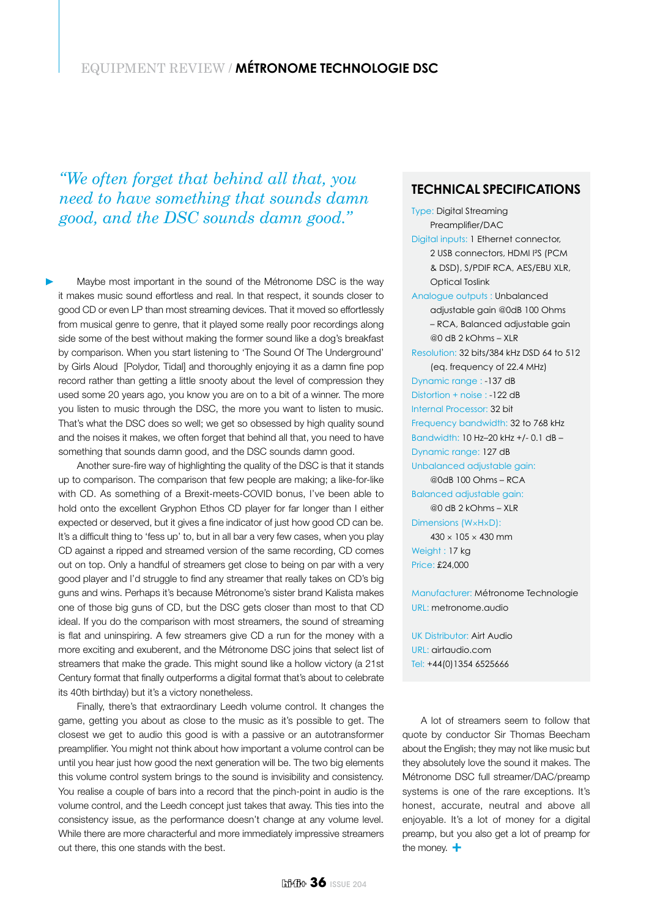*"We often forget that behind all that, you need to have something that sounds damn good, and the DSC sounds damn good."*

Maybe most important in the sound of the Métronome DSC is the way it makes music sound effortless and real. In that respect, it sounds closer to good CD or even LP than most streaming devices. That it moved so effortlessly from musical genre to genre, that it played some really poor recordings along side some of the best without making the former sound like a dog's breakfast by comparison. When you start listening to 'The Sound Of The Underground' by Girls Aloud [Polydor, Tidal] and thoroughly enjoying it as a damn fine pop record rather than getting a little snooty about the level of compression they used some 20 years ago, you know you are on to a bit of a winner. The more you listen to music through the DSC, the more you want to listen to music. That's what the DSC does so well; we get so obsessed by high quality sound and the noises it makes, we often forget that behind all that, you need to have something that sounds damn good, and the DSC sounds damn good.

Another sure-fire way of highlighting the quality of the DSC is that it stands up to comparison. The comparison that few people are making; a like-for-like with CD. As something of a Brexit-meets-COVID bonus, I've been able to hold onto the excellent Gryphon Ethos CD player for far longer than I either expected or deserved, but it gives a fine indicator of just how good CD can be. It's a difficult thing to 'fess up' to, but in all bar a very few cases, when you play CD against a ripped and streamed version of the same recording, CD comes out on top. Only a handful of streamers get close to being on par with a very good player and I'd struggle to find any streamer that really takes on CD's big guns and wins. Perhaps it's because Métronome's sister brand Kalista makes one of those big guns of CD, but the DSC gets closer than most to that CD ideal. If you do the comparison with most streamers, the sound of streaming is flat and uninspiring. A few streamers give CD a run for the money with a more exciting and exuberent, and the Métronome DSC joins that select list of streamers that make the grade. This might sound like a hollow victory (a 21st Century format that finally outperforms a digital format that's about to celebrate its 40th birthday) but it's a victory nonetheless.

Finally, there's that extraordinary Leedh volume control. It changes the game, getting you about as close to the music as it's possible to get. The closest we get to audio this good is with a passive or an autotransformer preamplifier. You might not think about how important a volume control can be until you hear just how good the next generation will be. The two big elements this volume control system brings to the sound is invisibility and consistency. You realise a couple of bars into a record that the pinch-point in audio is the volume control, and the Leedh concept just takes that away. This ties into the consistency issue, as the performance doesn't change at any volume level. While there are more characterful and more immediately impressive streamers out there, this one stands with the best.

A lot of streamers seem to follow that quote by conductor Sir Thomas Beecham about the English; they may not like music but they absolutely love the sound it makes. The Métronome DSC full streamer/DAC/preamp systems is one of the rare exceptions. It's honest, accurate, neutral and above all enjoyable. It's a lot of money for a digital preamp, but you also get a lot of preamp for the money. +

## TECHNICAL SPECIFICATIONS

Type: Digital Streaming Preamplifier/DAC

Digital inputs: 1 Ethernet connector, 2 USB connectors, HDMI I²S (PCM & DSD), S/PDIF RCA, AES/EBU XLR, Optical Toslink

Analogue outputs : Unbalanced adjustable gain @0dB 100 Ohms – RCA, Balanced adjustable gain @0 dB 2 kOhms – XLR

Resolution: 32 bits/384 kHz DSD 64 to 512 (eq. frequency of 22.4 MHz)

Dynamic range : -137 dB

Distortion + noise : -122 dB

Internal Processor: 32 bit

Frequency bandwidth: 32 to 768 kHz

Bandwidth: 10 Hz–20 kHz +/- 0.1 dB –

Dynamic range: 127 dB

Unbalanced adjustable gain: @0dB 100 Ohms – RCA

Balanced adjustable gain: @0 dB 2 kOhms – XLR

Dimensions (W×H×D): 430 × 105 × 430 mm

Weight : 17 kg

Price: £24,000

Manufacturer: Métronome Technologie

URL: metronome.audio

UK Distributor: Airt Audio

URL: airtaudio.com

Tel: +44(0)1354 6525666